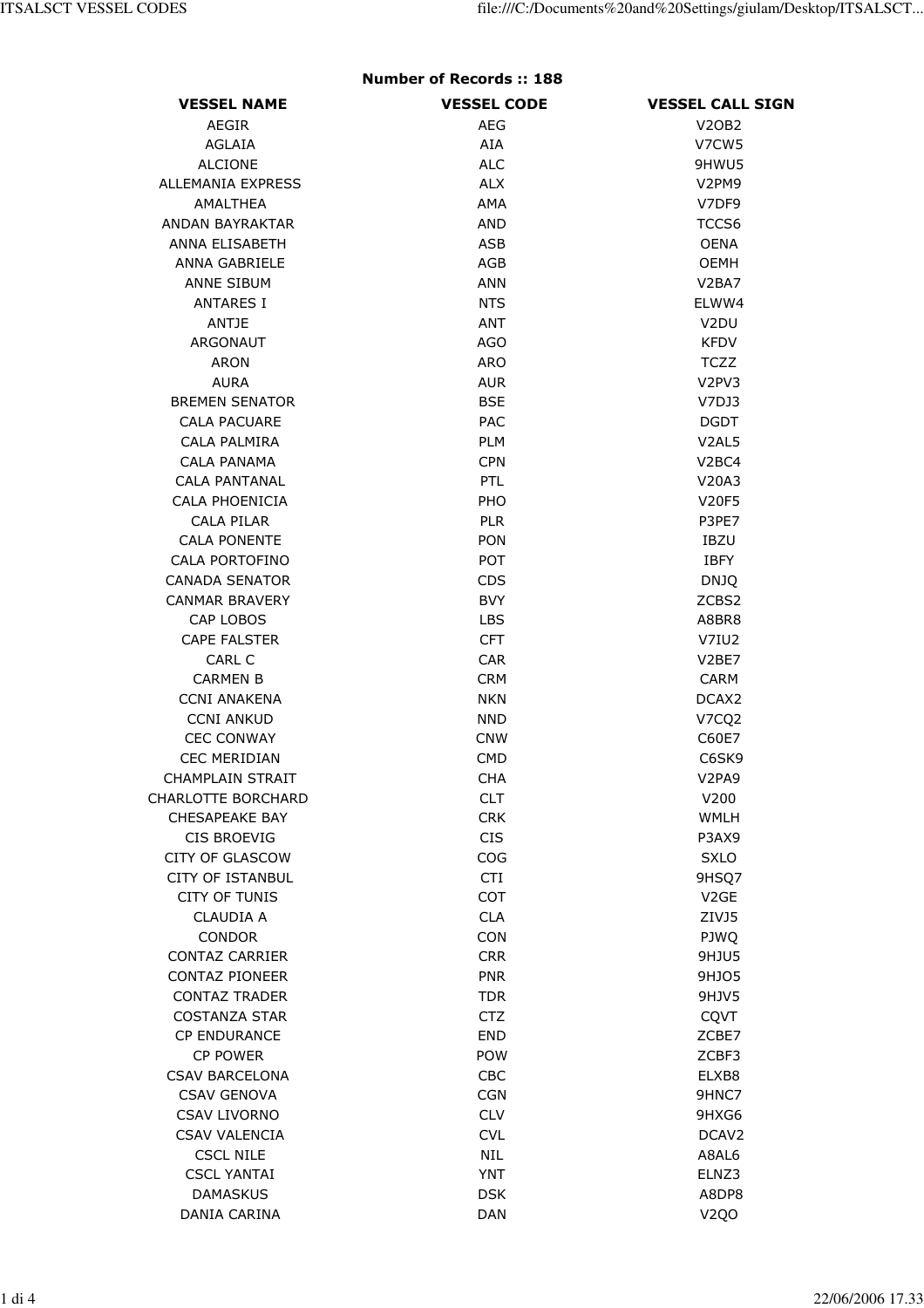**Number of Records :: 188**

| VESSEL NAME | VESSEL CODE | VESSEL CALL SIGN |
|---|---|---|
| AEGIR | AEG | V2OB2 |
| AGLAIA | AIA | V7CW5 |
| ALCIONE | ALC | 9HWU5 |
| ALLEMANIA EXPRESS | ALX | V2PM9 |
| AMALTHEA | AMA | V7DF9 |
| ANDAN BAYRAKTAR | AND | TCCS6 |
| ANNA ELISABETH | ASB | OENA |
| ANNA GABRIELE | AGB | OEMH |
| ANNE SIBUM | ANN | V2BA7 |
| ANTARES I | NTS | ELWW4 |
| ANTJE | ANT | V2DU |
| ARGONAUT | AGO | KFDV |
| ARON | ARO | TCZZ |
| AURA | AUR | V2PV3 |
| BREMEN SENATOR | BSE | V7DJ3 |
| CALA PACUARE | PAC | DGDT |
| CALA PALMIRA | PLM | V2AL5 |
| CALA PANAMA | CPN | V2BC4 |
| CALA PANTANAL | PTL | V20A3 |
| CALA PHOENICIA | PHO | V20F5 |
| CALA PILAR | PLR | P3PE7 |
| CALA PONENTE | PON | IBZU |
| CALA PORTOFINO | POT | IBFY |
| CANADA SENATOR | CDS | DNJQ |
| CANMAR BRAVERY | BVY | ZCBS2 |
| CAP LOBOS | LBS | A8BR8 |
| CAPE FALSTER | CFT | V7IU2 |
| CARL C | CAR | V2BE7 |
| CARMEN B | CRM | CARM |
| CCNI ANAKENA | NKN | DCAX2 |
| CCNI ANKUD | NND | V7CQ2 |
| CEC CONWAY | CNW | C60E7 |
| CEC MERIDIAN | CMD | C6SK9 |
| CHAMPLAIN STRAIT | CHA | V2PA9 |
| CHARLOTTE BORCHARD | CLT | V200 |
| CHESAPEAKE BAY | CRK | WMLH |
| CIS BROEVIG | CIS | P3AX9 |
| CITY OF GLASCOW | COG | SXLO |
| CITY OF ISTANBUL | CTI | 9HSQ7 |
| CITY OF TUNIS | COT | V2GE |
| CLAUDIA A | CLA | ZIVJ5 |
| CONDOR | CON | PJWQ |
| CONTAZ CARRIER | CRR | 9HJU5 |
| CONTAZ PIONEER | PNR | 9HJO5 |
| CONTAZ TRADER | TDR | 9HJV5 |
| COSTANZA STAR | CTZ | CQVT |
| CP ENDURANCE | END | ZCBE7 |
| CP POWER | POW | ZCBF3 |
| CSAV BARCELONA | CBC | ELXB8 |
| CSAV GENOVA | CGN | 9HNC7 |
| CSAV LIVORNO | CLV | 9HXG6 |
| CSAV VALENCIA | CVL | DCAV2 |
| CSCL NILE | NIL | A8AL6 |
| CSCL YANTAI | YNT | ELNZ3 |
| DAMASKUS | DSK | A8DP8 |
| DANIA CARINA | DAN | V2QO |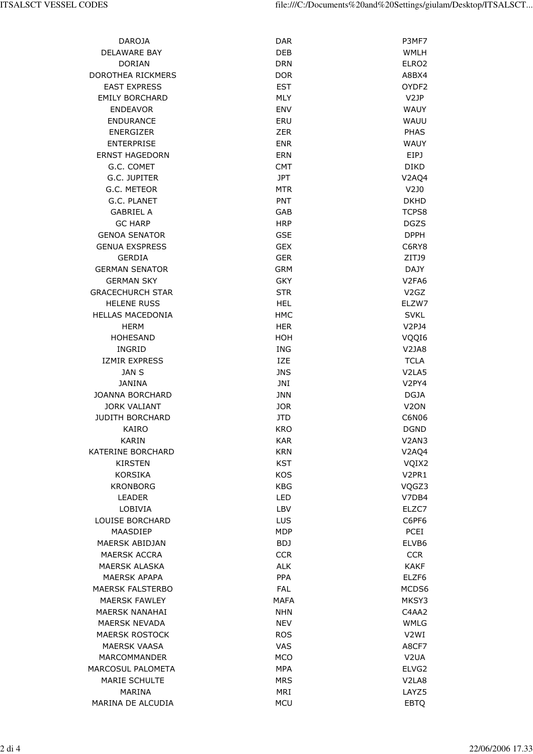| DAROJA | DAR | P3MF7 |
|---|---|---|
| DELAWARE BAY | DEB | WMLH |
| DORIAN | DRN | ELRO2 |
| DOROTHEA RICKMERS | DOR | A8BX4 |
| EAST EXPRESS | EST | OYDF2 |
| EMILY BORCHARD | MLY | V2JP |
| ENDEAVOR | ENV | WAUY |
| ENDURANCE | ERU | WAUU |
| ENERGIZER | ZER | PHAS |
| ENTERPRISE | ENR | WAUY |
| ERNST HAGEDORN | ERN | EIPJ |
| G.C. COMET | CMT | DIKD |
| G.C. JUPITER | JPT | V2AQ4 |
| G.C. METEOR | MTR | V2J0 |
| G.C. PLANET | PNT | DKHD |
| GABRIEL A | GAB | TCPS8 |
| GC HARP | HRP | DGZS |
| GENOA SENATOR | GSE | DPPH |
| GENUA EXSPRESS | GEX | C6RY8 |
| GERDIA | GER | ZITJ9 |
| GERMAN SENATOR | GRM | DAJY |
| GERMAN SKY | GKY | V2FA6 |
| GRACECHURCH STAR | STR | V2GZ |
| HELENE RUSS | HEL | ELZW7 |
| HELLAS MACEDONIA | HMC | SVKL |
| HERM | HER | V2PJ4 |
| HOHESAND | HOH | VQQI6 |
| INGRID | ING | V2JA8 |
| IZMIR EXPRESS | IZE | TCLA |
| JAN S | JNS | V2LA5 |
| JANINA | JNI | V2PY4 |
| JOANNA BORCHARD | JNN | DGJA |
| JORK VALIANT | JOR | V2ON |
| JUDITH BORCHARD | JTD | C6N06 |
| KAIRO | KRO | DGND |
| KARIN | KAR | V2AN3 |
| KATERINE BORCHARD | KRN | V2AQ4 |
| KIRSTEN | KST | VQIX2 |
| KORSIKA | KOS | V2PR1 |
| KRONBORG | KBG | VQGZ3 |
| LEADER | LED | V7DB4 |
| LOBIVIA | LBV | ELZC7 |
| LOUISE BORCHARD | LUS | C6PF6 |
| MAASDIEP | MDP | PCEI |
| MAERSK ABIDJAN | BDJ | ELVB6 |
| MAERSK ACCRA | CCR | CCR |
| MAERSK ALASKA | ALK | KAKF |
| MAERSK APAPA | PPA | ELZF6 |
| MAERSK FALSTERBO | FAL | MCDS6 |
| MAERSK FAWLEY | MAFA | MKSY3 |
| MAERSK NANAHAI | NHN | C4AA2 |
| MAERSK NEVADA | NEV | WMLG |
| MAERSK ROSTOCK | ROS | V2WI |
| MAERSK VAASA | VAS | A8CF7 |
| MARCOMMANDER | MCO | V2UA |
| MARCOSUL PALOMETA | MPA | ELVG2 |
| MARIE SCHULTE | MRS | V2LA8 |
| MARINA | MRI | LAYZ5 |
| MARINA DE ALCUDIA | MCU | EBTQ |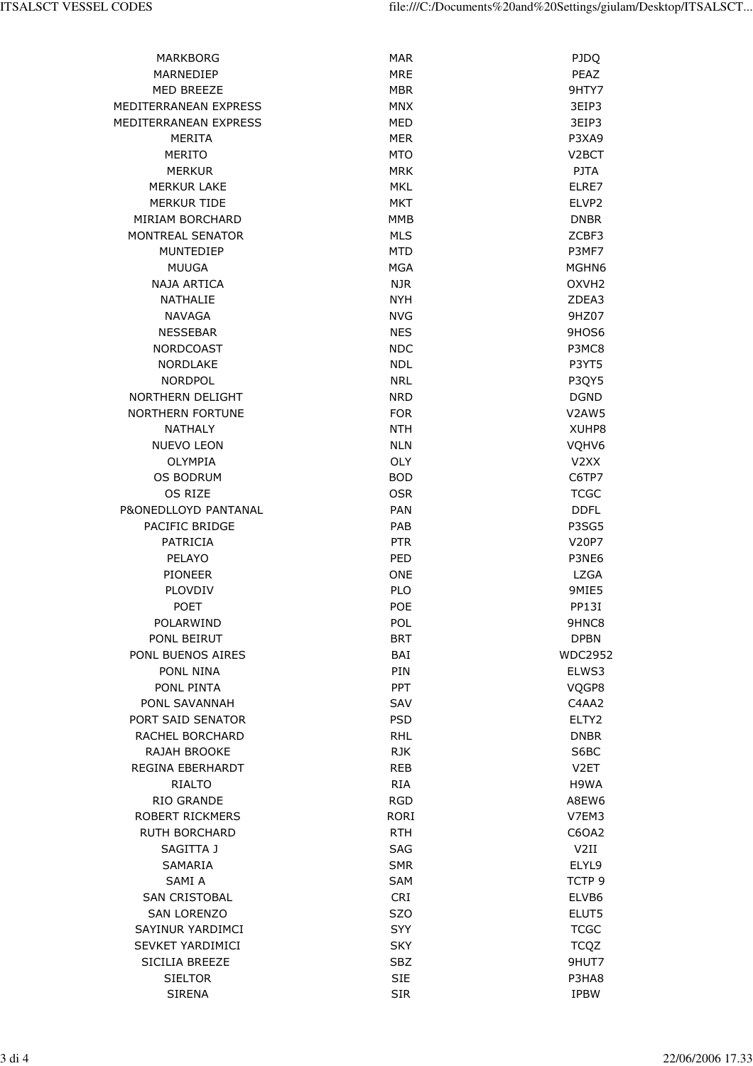| | | |
|---|---|---|
| MARKBORG | MAR | PJDQ |
| MARNEDIEP | MRE | PEAZ |
| MED BREEZE | MBR | 9HTY7 |
| MEDITERRANEAN EXPRESS | MNX | 3EIP3 |
| MEDITERRANEAN EXPRESS | MED | 3EIP3 |
| MERITA | MER | P3XA9 |
| MERITO | MTO | V2BCT |
| MERKUR | MRK | PJTA |
| MERKUR LAKE | MKL | ELRE7 |
| MERKUR TIDE | MKT | ELVP2 |
| MIRIAM BORCHARD | MMB | DNBR |
| MONTREAL SENATOR | MLS | ZCBF3 |
| MUNTEDIEP | MTD | P3MF7 |
| MUUGA | MGA | MGHN6 |
| NAJA ARTICA | NJR | OXVH2 |
| NATHALIE | NYH | ZDEA3 |
| NAVAGA | NVG | 9HZ07 |
| NESSEBAR | NES | 9HOS6 |
| NORDCOAST | NDC | P3MC8 |
| NORDLAKE | NDL | P3YT5 |
| NORDPOL | NRL | P3QY5 |
| NORTHERN DELIGHT | NRD | DGND |
| NORTHERN FORTUNE | FOR | V2AW5 |
| NATHALY | NTH | XUHP8 |
| NUEVO LEON | NLN | VQHV6 |
| OLYMPIA | OLY | V2XX |
| OS BODRUM | BOD | C6TP7 |
| OS RIZE | OSR | TCGC |
| P&ONEDLLOYD PANTANAL | PAN | DDFL |
| PACIFIC BRIDGE | PAB | P3SG5 |
| PATRICIA | PTR | V20P7 |
| PELAYO | PED | P3NE6 |
| PIONEER | ONE | LZGA |
| PLOVDIV | PLO | 9MIE5 |
| POET | POE | PP13I |
| POLARWIND | POL | 9HNC8 |
| PONL BEIRUT | BRT | DPBN |
| PONL BUENOS AIRES | BAI | WDC2952 |
| PONL NINA | PIN | ELWS3 |
| PONL PINTA | PPT | VQGP8 |
| PONL SAVANNAH | SAV | C4AA2 |
| PORT SAID SENATOR | PSD | ELTY2 |
| RACHEL BORCHARD | RHL | DNBR |
| RAJAH BROOKE | RJK | S6BC |
| REGINA EBERHARDT | REB | V2ET |
| RIALTO | RIA | H9WA |
| RIO GRANDE | RGD | A8EW6 |
| ROBERT RICKMERS | RORI | V7EM3 |
| RUTH BORCHARD | RTH | C6OA2 |
| SAGITTA J | SAG | V2II |
| SAMARIA | SMR | ELYL9 |
| SAMI A | SAM | TCTP 9 |
| SAN CRISTOBAL | CRI | ELVB6 |
| SAN LORENZO | SZO | ELUT5 |
| SAYINUR YARDIMCI | SYY | TCGC |
| SEVKET YARDIMICI | SKY | TCQZ |
| SICILIA BREEZE | SBZ | 9HUT7 |
| SIELTOR | SIE | P3HA8 |
| SIRENA | SIR | IPBW |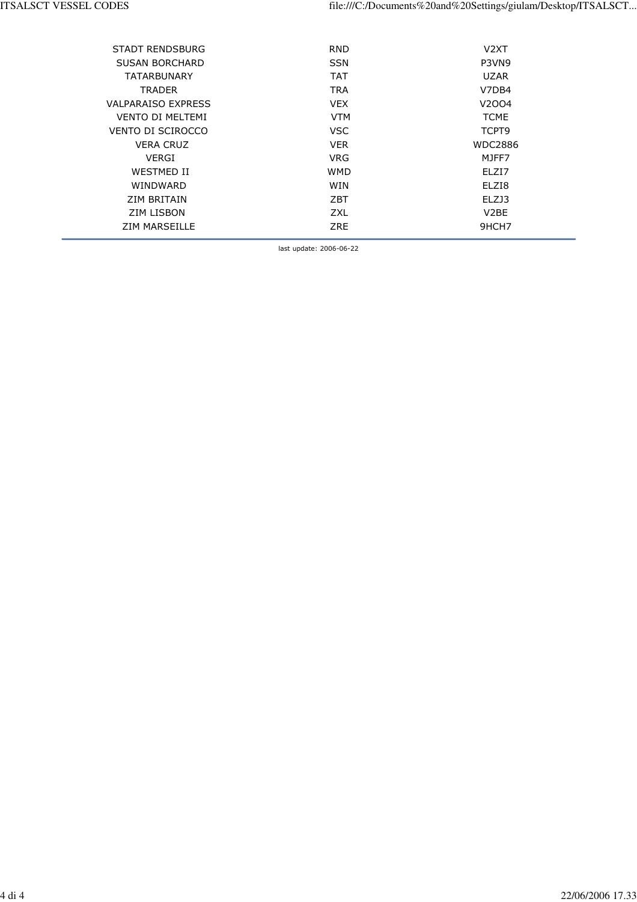| | | |
|---|---|---|
| STADT RENDSBURG | RND | V2XT |
| SUSAN BORCHARD | SSN | P3VN9 |
| TATARBUNARY | TAT | UZAR |
| TRADER | TRA | V7DB4 |
| VALPARAISO EXPRESS | VEX | V2OO4 |
| VENTO DI MELTEMI | VTM | TCME |
| VENTO DI SCIROCCO | VSC | TCPT9 |
| VERA CRUZ | VER | WDC2886 |
| VERGI | VRG | MJFF7 |
| WESTMED II | WMD | ELZI7 |
| WINDWARD | WIN | ELZI8 |
| ZIM BRITAIN | ZBT | ELZJ3 |
| ZIM LISBON | ZXL | V2BE |
| ZIM MARSEILLE | ZRE | 9HCH7 |

last update: 2006-06-22